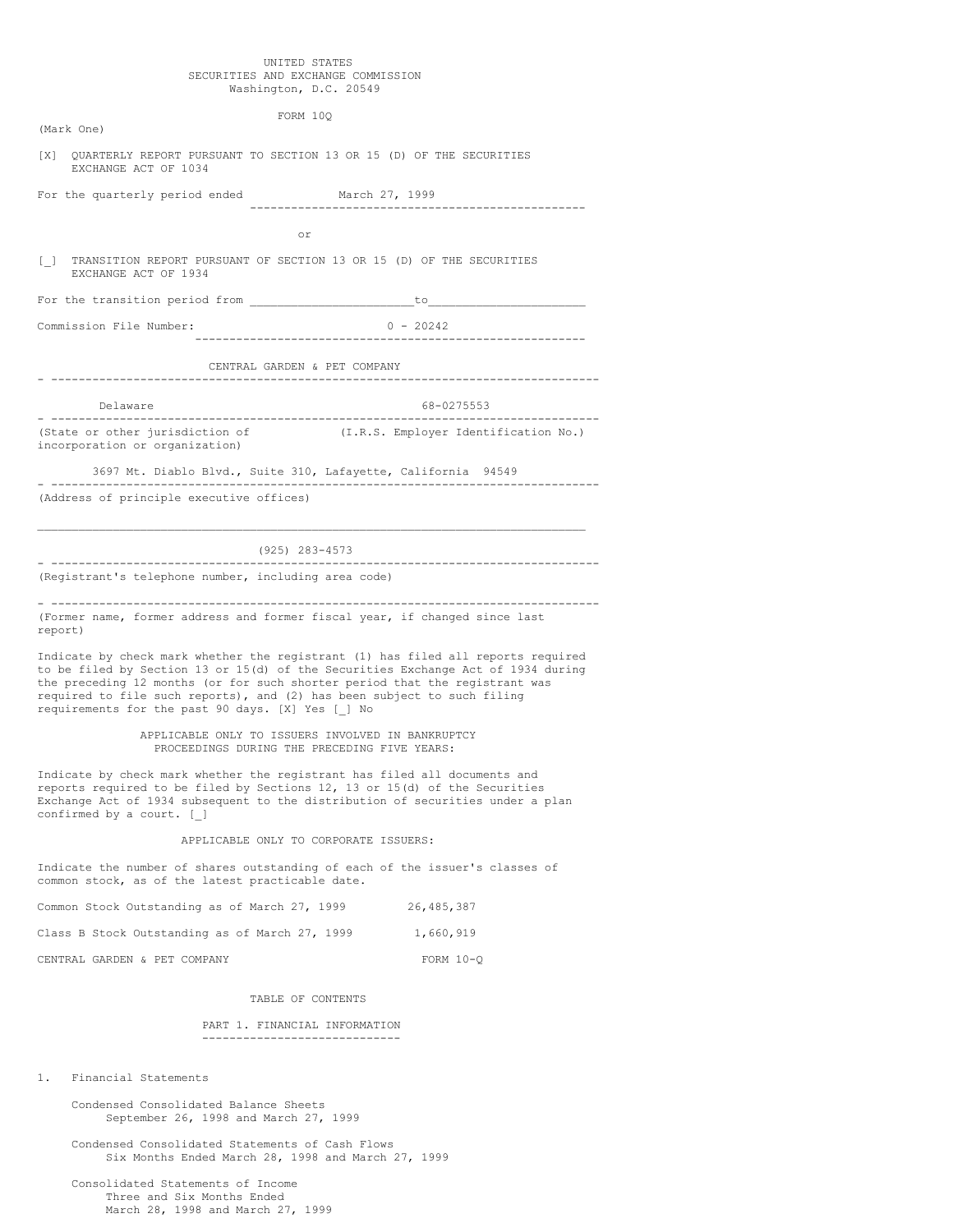UNITED STATES
SECURITIES AND EXCHANGE COMMISSION
Washington, D.C. 20549

FORM 10Q

(Mark One)

[X] QUARTERLY REPORT PURSUANT TO SECTION 13 OR 15 (D) OF THE SECURITIES EXCHANGE ACT OF 1034

For the quarterly period ended March 27, 1999

or

[_] TRANSITION REPORT PURSUANT OF SECTION 13 OR 15 (D) OF THE SECURITIES EXCHANGE ACT OF 1934

For the transition period from ______________________to______________________

Commission File Number: 0 - 20242

CENTRAL GARDEN & PET COMPANY

| Delaware | 68-0275553 |
|---|---|
| (State or other jurisdiction of incorporation or organization) | (I.R.S. Employer Identification No.) |

3697 Mt. Diablo Blvd., Suite 310, Lafayette, California 94549

(Address of principle executive offices)

(925) 283-4573

(Registrant's telephone number, including area code)

(Former name, former address and former fiscal year, if changed since last report)

Indicate by check mark whether the registrant (1) has filed all reports required to be filed by Section 13 or 15(d) of the Securities Exchange Act of 1934 during the preceding 12 months (or for such shorter period that the registrant was required to file such reports), and (2) has been subject to such filing requirements for the past 90 days. [X] Yes [_] No

APPLICABLE ONLY TO ISSUERS INVOLVED IN BANKRUPTCY PROCEEDINGS DURING THE PRECEDING FIVE YEARS:

Indicate by check mark whether the registrant has filed all documents and reports required to be filed by Sections 12, 13 or 15(d) of the Securities Exchange Act of 1934 subsequent to the distribution of securities under a plan confirmed by a court. [_]

APPLICABLE ONLY TO CORPORATE ISSUERS:

Indicate the number of shares outstanding of each of the issuer's classes of common stock, as of the latest practicable date.

Common Stock Outstanding as of March 27, 1999 26,485,387

Class B Stock Outstanding as of March 27, 1999 1,660,919

CENTRAL GARDEN & PET COMPANY FORM 10-Q

TABLE OF CONTENTS

PART 1. FINANCIAL INFORMATION

1. Financial Statements

   Condensed Consolidated Balance Sheets
   September 26, 1998 and March 27, 1999

   Condensed Consolidated Statements of Cash Flows
   Six Months Ended March 28, 1998 and March 27, 1999

   Consolidated Statements of Income
   Three and Six Months Ended
   March 28, 1998 and March 27, 1999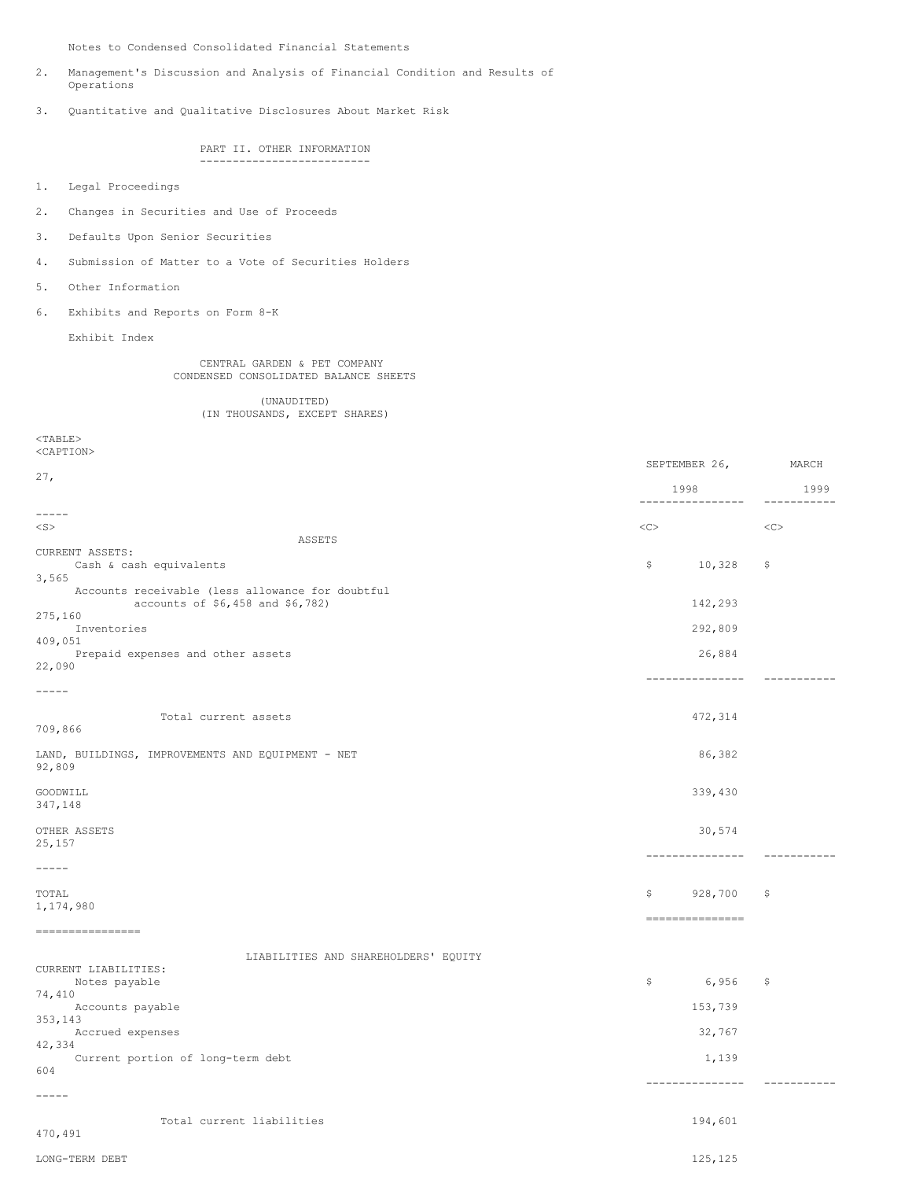Notes to Condensed Consolidated Financial Statements

2. Management's Discussion and Analysis of Financial Condition and Results of Operations

3. Quantitative and Qualitative Disclosures About Market Risk

PART II. OTHER INFORMATION

1. Legal Proceedings

2. Changes in Securities and Use of Proceeds

3. Defaults Upon Senior Securities

4. Submission of Matter to a Vote of Securities Holders

5. Other Information

6. Exhibits and Reports on Form 8-K

Exhibit Index

CENTRAL GARDEN & PET COMPANY
CONDENSED CONSOLIDATED BALANCE SHEETS

(UNAUDITED)
(IN THOUSANDS, EXCEPT SHARES)

| | SEPTEMBER 26, 1998 | MARCH 27, 1999 |
|---|---|---|
| **ASSETS** | | |
| CURRENT ASSETS: | | |
| Cash & cash equivalents | $ 10,328 | $ 3,565 |
| Accounts receivable (less allowance for doubtful accounts of $6,458 and $6,782) | 142,293 | 275,160 |
| Inventories | 292,809 | 409,051 |
| Prepaid expenses and other assets | 26,884 | 22,090 |
| Total current assets | 472,314 | 709,866 |
| LAND, BUILDINGS, IMPROVEMENTS AND EQUIPMENT - NET | 86,382 | 92,809 |
| GOODWILL | 339,430 | 347,148 |
| OTHER ASSETS | 30,574 | 25,157 |
| TOTAL | $ 928,700 | $ 1,174,980 |
| **LIABILITIES AND SHAREHOLDERS' EQUITY** | | |
| CURRENT LIABILITIES: | | |
| Notes payable | $ 6,956 | $ 74,410 |
| Accounts payable | 153,739 | 353,143 |
| Accrued expenses | 32,767 | 42,334 |
| Current portion of long-term debt | 1,139 | 604 |
| Total current liabilities | 194,601 | 470,491 |
| LONG-TERM DEBT | 125,125 | |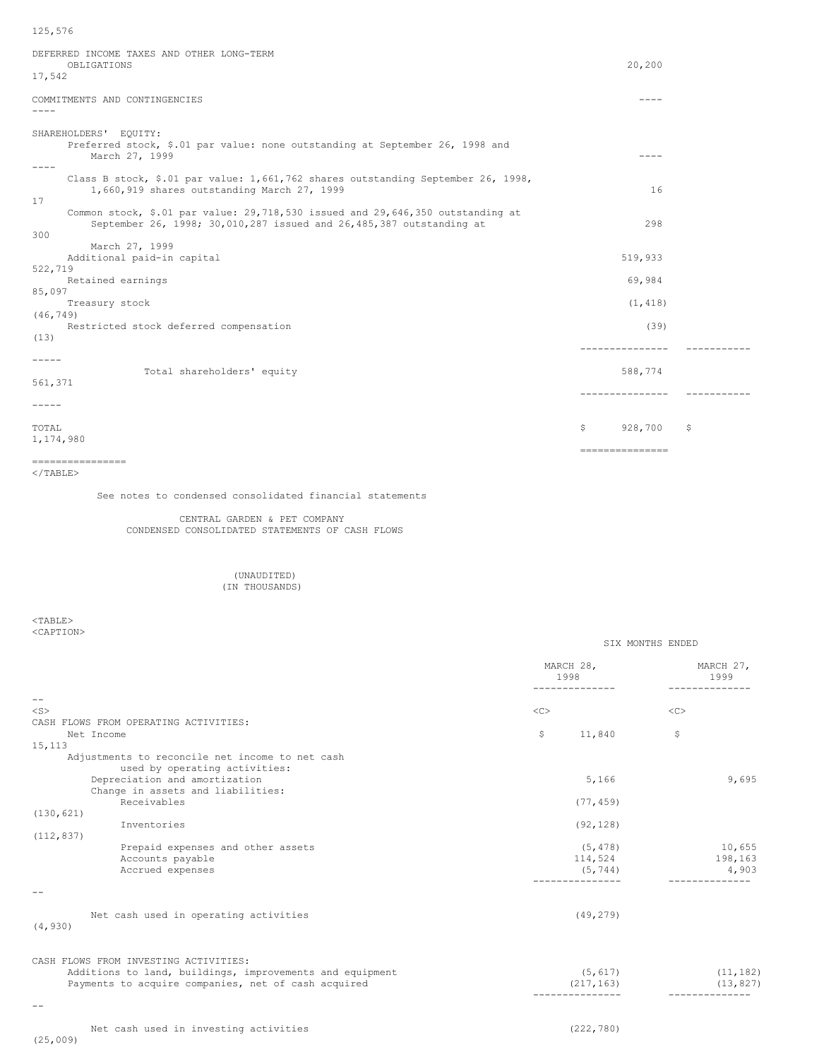| | | |
|---|---|---|
| | | 125,576 |
| DEFERRED INCOME TAXES AND OTHER LONG-TERM OBLIGATIONS | 20,200 | 17,542 |
| COMMITMENTS AND CONTINGENCIES | ---- | ---- |
| SHAREHOLDERS' EQUITY: | | |
| Preferred stock, $.01 par value: none outstanding at September 26, 1998 and March 27, 1999 | ---- | ---- |
| Class B stock, $.01 par value: 1,661,762 shares outstanding September 26, 1998, 1,660,919 shares outstanding March 27, 1999 | 16 | 17 |
| Common stock, $.01 par value: 29,718,530 issued and 29,646,350 outstanding at September 26, 1998; 30,010,287 issued and 26,485,387 outstanding at March 27, 1999 | 298 | 300 |
| Additional paid-in capital | 519,933 | 522,719 |
| Retained earnings | 69,984 | 85,097 |
| Treasury stock | (1,418) | (46,749) |
| Restricted stock deferred compensation | (39) | (13) |
| Total shareholders' equity | 588,774 | 561,371 |
| TOTAL | $ 928,700 | $ 1,174,980 |

See notes to condensed consolidated financial statements

CENTRAL GARDEN & PET COMPANY
CONDENSED CONSOLIDATED STATEMENTS OF CASH FLOWS

(UNAUDITED)
(IN THOUSANDS)

| | SIX MONTHS ENDED | |
|---|---|---|
| | MARCH 28, 1998 | MARCH 27, 1999 |
| CASH FLOWS FROM OPERATING ACTIVITIES: | | |
| Net Income | $ 11,840 | $ 15,113 |
| Adjustments to reconcile net income to net cash used by operating activities: | | |
| Depreciation and amortization | 5,166 | 9,695 |
| Change in assets and liabilities: | | |
| Receivables | (77,459) | (130,621) |
| Inventories | (92,128) | (112,837) |
| Prepaid expenses and other assets | (5,478) | 10,655 |
| Accounts payable | 114,524 | 198,163 |
| Accrued expenses | (5,744) | 4,903 |
| Net cash used in operating activities | (49,279) | (4,930) |
| CASH FLOWS FROM INVESTING ACTIVITIES: | | |
| Additions to land, buildings, improvements and equipment | (5,617) | (11,182) |
| Payments to acquire companies, net of cash acquired | (217,163) | (13,827) |
| Net cash used in investing activities | (222,780) | (25,009) |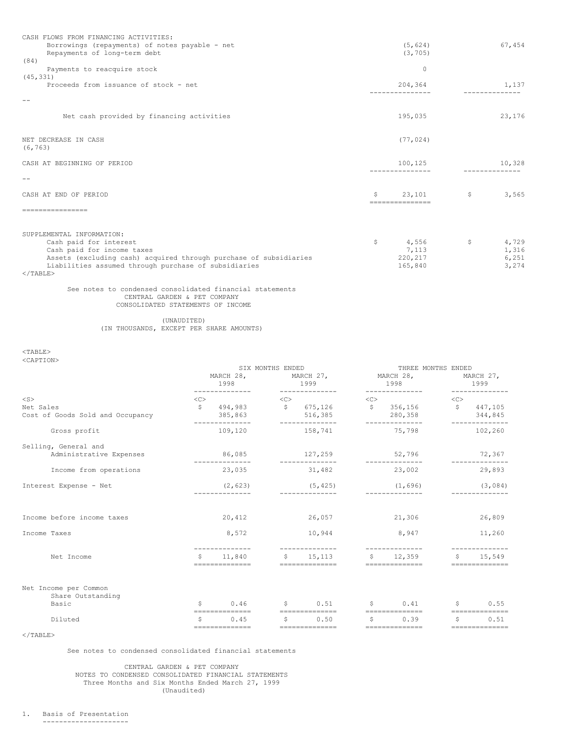| | | |
|---|---|---|
| CASH FLOWS FROM FINANCING ACTIVITIES: | | |
| Borrowings (repayments) of notes payable - net | (5,624) | 67,454 |
| Repayments of long-term debt | (3,705) | (84) |
| Payments to reacquire stock | 0 | (45,331) |
| Proceeds from issuance of stock - net | 204,364 | 1,137 |
| Net cash provided by financing activities | 195,035 | 23,176 |
| NET DECREASE IN CASH | (77,024) | (6,763) |
| CASH AT BEGINNING OF PERIOD | 100,125 | 10,328 |
| CASH AT END OF PERIOD | $ 23,101 | $ 3,565 |
| SUPPLEMENTAL INFORMATION: | | |
| Cash paid for interest | $ 4,556 | $ 4,729 |
| Cash paid for income taxes | 7,113 | 1,316 |
| Assets (excluding cash) acquired through purchase of subsidiaries | 220,217 | 6,251 |
| Liabilities assumed through purchase of subsidiaries | 165,840 | 3,274 |

See notes to condensed consolidated financial statements

CENTRAL GARDEN & PET COMPANY
CONSOLIDATED STATEMENTS OF INCOME

(UNAUDITED)
(IN THOUSANDS, EXCEPT PER SHARE AMOUNTS)

| | SIX MONTHS ENDED | | THREE MONTHS ENDED | |
|---|---|---|---|---|
| | MARCH 28, 1998 | MARCH 27, 1999 | MARCH 28, 1998 | MARCH 27, 1999 |
| Net Sales | $ 494,983 | $ 675,126 | $ 356,156 | $ 447,105 |
| Cost of Goods Sold and Occupancy | 385,863 | 516,385 | 280,358 | 344,845 |
| Gross profit | 109,120 | 158,741 | 75,798 | 102,260 |
| Selling, General and Administrative Expenses | 86,085 | 127,259 | 52,796 | 72,367 |
| Income from operations | 23,035 | 31,482 | 23,002 | 29,893 |
| Interest Expense - Net | (2,623) | (5,425) | (1,696) | (3,084) |
| Income before income taxes | 20,412 | 26,057 | 21,306 | 26,809 |
| Income Taxes | 8,572 | 10,944 | 8,947 | 11,260 |
| Net Income | $ 11,840 | $ 15,113 | $ 12,359 | $ 15,549 |
| Net Income per Common Share Outstanding | | | | |
| Basic | $ 0.46 | $ 0.51 | $ 0.41 | $ 0.55 |
| Diluted | $ 0.45 | $ 0.50 | $ 0.39 | $ 0.51 |

See notes to condensed consolidated financial statements

CENTRAL GARDEN & PET COMPANY
NOTES TO CONDENSED CONSOLIDATED FINANCIAL STATEMENTS
Three Months and Six Months Ended March 27, 1999
(Unaudited)

1. Basis of Presentation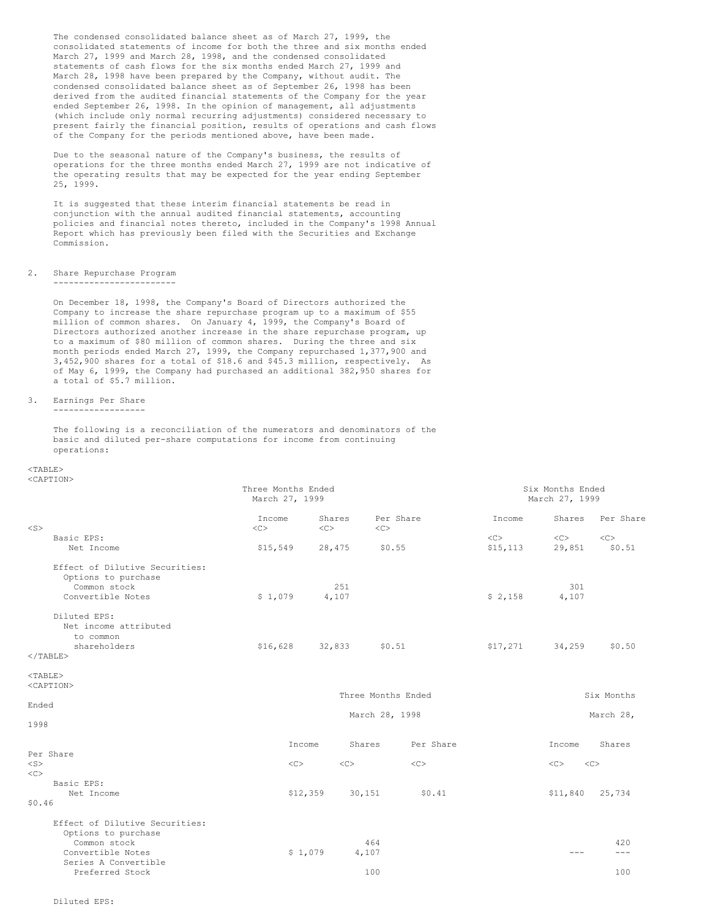The condensed consolidated balance sheet as of March 27, 1999, the consolidated statements of income for both the three and six months ended March 27, 1999 and March 28, 1998, and the condensed consolidated statements of cash flows for the six months ended March 27, 1999 and March 28, 1998 have been prepared by the Company, without audit. The condensed consolidated balance sheet as of September 26, 1998 has been derived from the audited financial statements of the Company for the year ended September 26, 1998. In the opinion of management, all adjustments (which include only normal recurring adjustments) considered necessary to present fairly the financial position, results of operations and cash flows of the Company for the periods mentioned above, have been made.

Due to the seasonal nature of the Company's business, the results of operations for the three months ended March 27, 1999 are not indicative of the operating results that may be expected for the year ending September 25, 1999.

It is suggested that these interim financial statements be read in conjunction with the annual audited financial statements, accounting policies and financial notes thereto, included in the Company's 1998 Annual Report which has previously been filed with the Securities and Exchange Commission.

## 2. Share Repurchase Program

On December 18, 1998, the Company's Board of Directors authorized the Company to increase the share repurchase program up to a maximum of $55 million of common shares. On January 4, 1999, the Company's Board of Directors authorized another increase in the share repurchase program, up to a maximum of $80 million of common shares. During the three and six month periods ended March 27, 1999, the Company repurchased 1,377,900 and 3,452,900 shares for a total of $18.6 and $45.3 million, respectively. As of May 6, 1999, the Company had purchased an additional 382,950 shares for a total of $5.7 million.

## 3. Earnings Per Share

The following is a reconciliation of the numerators and denominators of the basic and diluted per-share computations for income from continuing operations:

| | Three Months Ended March 27, 1999 | | | Six Months Ended March 27, 1999 | | |
|---|---|---|---|---|---|---|
| | Income | Shares | Per Share | Income | Shares | Per Share |
| Basic EPS: | | | | | | |
| Net Income | $15,549 | 28,475 | $0.55 | $15,113 | 29,851 | $0.51 |
| Effect of Dilutive Securities: | | | | | | |
| Options to purchase Common stock | | 251 | | | 301 | |
| Convertible Notes | $ 1,079 | 4,107 | | $ 2,158 | 4,107 | |
| Diluted EPS: | | | | | | |
| Net income attributed to common shareholders | $16,628 | 32,833 | $0.51 | $17,271 | 34,259 | $0.50 |

| | Three Months Ended March 28, 1998 | | | Six Months Ended March 28, 1998 | | |
|---|---|---|---|---|---|---|
| | Income | Shares | Per Share | Income | Shares | Per Share |
| Basic EPS: | | | | | | |
| Net Income | $12,359 | 30,151 | $0.41 | $11,840 | 25,734 | $0.46 |
| Effect of Dilutive Securities: | | | | | | |
| Options to purchase Common stock | | 464 | | | 420 | |
| Convertible Notes | $ 1,079 | 4,107 | | --- | --- | |
| Series A Convertible Preferred Stock | | 100 | | | 100 | |

Diluted EPS: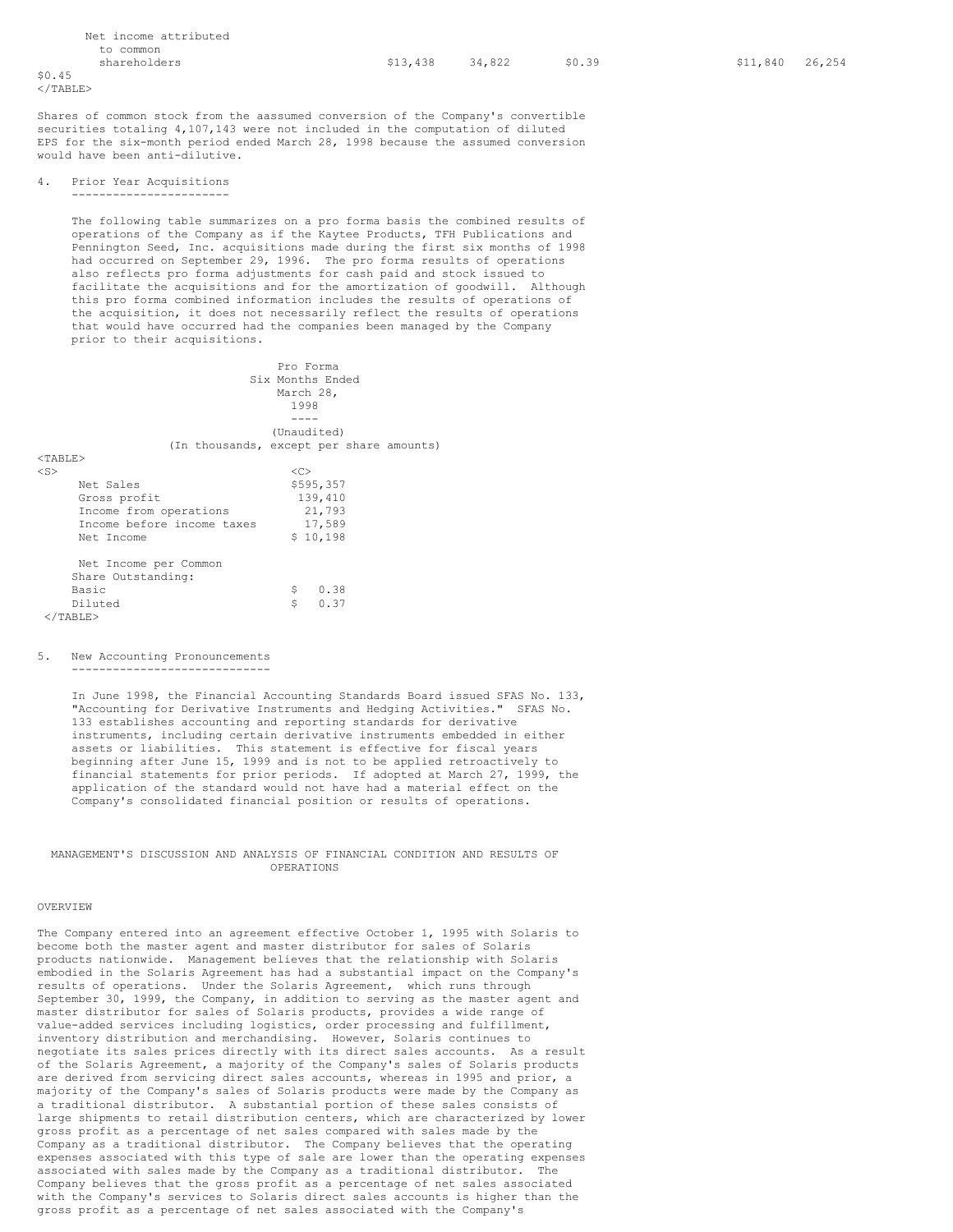| | | | | | | |
|---|---|---|---|---|---|---|
| Net income attributed to common shareholders | $13,438 | 34,822 | $0.39 | $11,840 | 26,254 | $0.45 |

Shares of common stock from the aassumed conversion of the Company's convertible securities totaling 4,107,143 were not included in the computation of diluted EPS for the six-month period ended March 28, 1998 because the assumed conversion would have been anti-dilutive.

## 4. Prior Year Acquisitions

The following table summarizes on a pro forma basis the combined results of operations of the Company as if the Kaytee Products, TFH Publications and Pennington Seed, Inc. acquisitions made during the first six months of 1998 had occurred on September 29, 1996. The pro forma results of operations also reflects pro forma adjustments for cash paid and stock issued to facilitate the acquisitions and for the amortization of goodwill. Although this pro forma combined information includes the results of operations of the acquisition, it does not necessarily reflect the results of operations that would have occurred had the companies been managed by the Company prior to their acquisitions.

(In thousands, except per share amounts)

| | Pro Forma Six Months Ended March 28, 1998 (Unaudited) |
|---|---|
| Net Sales | $595,357 |
| Gross profit | 139,410 |
| Income from operations | 21,793 |
| Income before income taxes | 17,589 |
| Net Income | $ 10,198 |
| Net Income per Common Share Outstanding: | |
| Basic | $ 0.38 |
| Diluted | $ 0.37 |

## 5. New Accounting Pronouncements

In June 1998, the Financial Accounting Standards Board issued SFAS No. 133, "Accounting for Derivative Instruments and Hedging Activities." SFAS No. 133 establishes accounting and reporting standards for derivative instruments, including certain derivative instruments embedded in either assets or liabilities. This statement is effective for fiscal years beginning after June 15, 1999 and is not to be applied retroactively to financial statements for prior periods. If adopted at March 27, 1999, the application of the standard would not have had a material effect on the Company's consolidated financial position or results of operations.

# MANAGEMENT'S DISCUSSION AND ANALYSIS OF FINANCIAL CONDITION AND RESULTS OF OPERATIONS

## OVERVIEW

The Company entered into an agreement effective October 1, 1995 with Solaris to become both the master agent and master distributor for sales of Solaris products nationwide. Management believes that the relationship with Solaris embodied in the Solaris Agreement has had a substantial impact on the Company's results of operations. Under the Solaris Agreement, which runs through September 30, 1999, the Company, in addition to serving as the master agent and master distributor for sales of Solaris products, provides a wide range of value-added services including logistics, order processing and fulfillment, inventory distribution and merchandising. However, Solaris continues to negotiate its sales prices directly with its direct sales accounts. As a result of the Solaris Agreement, a majority of the Company's sales of Solaris products are derived from servicing direct sales accounts, whereas in 1995 and prior, a majority of the Company's sales of Solaris products were made by the Company as a traditional distributor. A substantial portion of these sales consists of large shipments to retail distribution centers, which are characterized by lower gross profit as a percentage of net sales compared with sales made by the Company as a traditional distributor. The Company believes that the operating expenses associated with this type of sale are lower than the operating expenses associated with sales made by the Company as a traditional distributor. The Company believes that the gross profit as a percentage of net sales associated with the Company's services to Solaris direct sales accounts is higher than the gross profit as a percentage of net sales associated with the Company's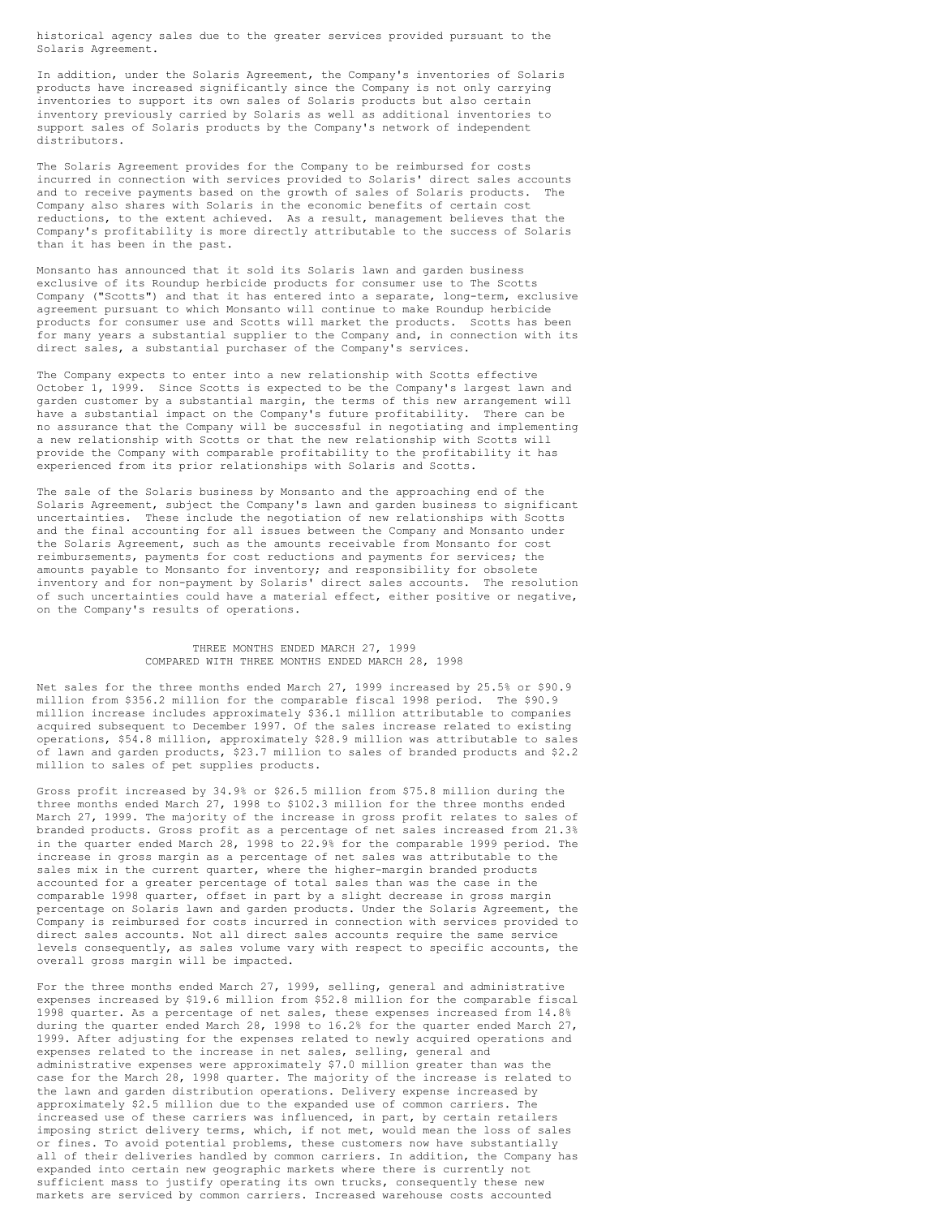historical agency sales due to the greater services provided pursuant to the Solaris Agreement.

In addition, under the Solaris Agreement, the Company's inventories of Solaris products have increased significantly since the Company is not only carrying inventories to support its own sales of Solaris products but also certain inventory previously carried by Solaris as well as additional inventories to support sales of Solaris products by the Company's network of independent distributors.

The Solaris Agreement provides for the Company to be reimbursed for costs incurred in connection with services provided to Solaris' direct sales accounts and to receive payments based on the growth of sales of Solaris products. The Company also shares with Solaris in the economic benefits of certain cost reductions, to the extent achieved. As a result, management believes that the Company's profitability is more directly attributable to the success of Solaris than it has been in the past.

Monsanto has announced that it sold its Solaris lawn and garden business exclusive of its Roundup herbicide products for consumer use to The Scotts Company ("Scotts") and that it has entered into a separate, long-term, exclusive agreement pursuant to which Monsanto will continue to make Roundup herbicide products for consumer use and Scotts will market the products. Scotts has been for many years a substantial supplier to the Company and, in connection with its direct sales, a substantial purchaser of the Company's services.

The Company expects to enter into a new relationship with Scotts effective October 1, 1999. Since Scotts is expected to be the Company's largest lawn and garden customer by a substantial margin, the terms of this new arrangement will have a substantial impact on the Company's future profitability. There can be no assurance that the Company will be successful in negotiating and implementing a new relationship with Scotts or that the new relationship with Scotts will provide the Company with comparable profitability to the profitability it has experienced from its prior relationships with Solaris and Scotts.

The sale of the Solaris business by Monsanto and the approaching end of the Solaris Agreement, subject the Company's lawn and garden business to significant uncertainties. These include the negotiation of new relationships with Scotts and the final accounting for all issues between the Company and Monsanto under the Solaris Agreement, such as the amounts receivable from Monsanto for cost reimbursements, payments for cost reductions and payments for services; the amounts payable to Monsanto for inventory; and responsibility for obsolete inventory and for non-payment by Solaris' direct sales accounts. The resolution of such uncertainties could have a material effect, either positive or negative, on the Company's results of operations.

## THREE MONTHS ENDED MARCH 27, 1999 COMPARED WITH THREE MONTHS ENDED MARCH 28, 1998

Net sales for the three months ended March 27, 1999 increased by 25.5% or $90.9 million from $356.2 million for the comparable fiscal 1998 period. The $90.9 million increase includes approximately $36.1 million attributable to companies acquired subsequent to December 1997. Of the sales increase related to existing operations, $54.8 million, approximately $28.9 million was attributable to sales of lawn and garden products, $23.7 million to sales of branded products and $2.2 million to sales of pet supplies products.

Gross profit increased by 34.9% or $26.5 million from $75.8 million during the three months ended March 27, 1998 to $102.3 million for the three months ended March 27, 1999. The majority of the increase in gross profit relates to sales of branded products. Gross profit as a percentage of net sales increased from 21.3% in the quarter ended March 28, 1998 to 22.9% for the comparable 1999 period. The increase in gross margin as a percentage of net sales was attributable to the sales mix in the current quarter, where the higher-margin branded products accounted for a greater percentage of total sales than was the case in the comparable 1998 quarter, offset in part by a slight decrease in gross margin percentage on Solaris lawn and garden products. Under the Solaris Agreement, the Company is reimbursed for costs incurred in connection with services provided to direct sales accounts. Not all direct sales accounts require the same service levels consequently, as sales volume vary with respect to specific accounts, the overall gross margin will be impacted.

For the three months ended March 27, 1999, selling, general and administrative expenses increased by $19.6 million from $52.8 million for the comparable fiscal 1998 quarter. As a percentage of net sales, these expenses increased from 14.8% during the quarter ended March 28, 1998 to 16.2% for the quarter ended March 27, 1999. After adjusting for the expenses related to newly acquired operations and expenses related to the increase in net sales, selling, general and administrative expenses were approximately $7.0 million greater than was the case for the March 28, 1998 quarter. The majority of the increase is related to the lawn and garden distribution operations. Delivery expense increased by approximately $2.5 million due to the expanded use of common carriers. The increased use of these carriers was influenced, in part, by certain retailers imposing strict delivery terms, which, if not met, would mean the loss of sales or fines. To avoid potential problems, these customers now have substantially all of their deliveries handled by common carriers. In addition, the Company has expanded into certain new geographic markets where there is currently not sufficient mass to justify operating its own trucks, consequently these new markets are serviced by common carriers. Increased warehouse costs accounted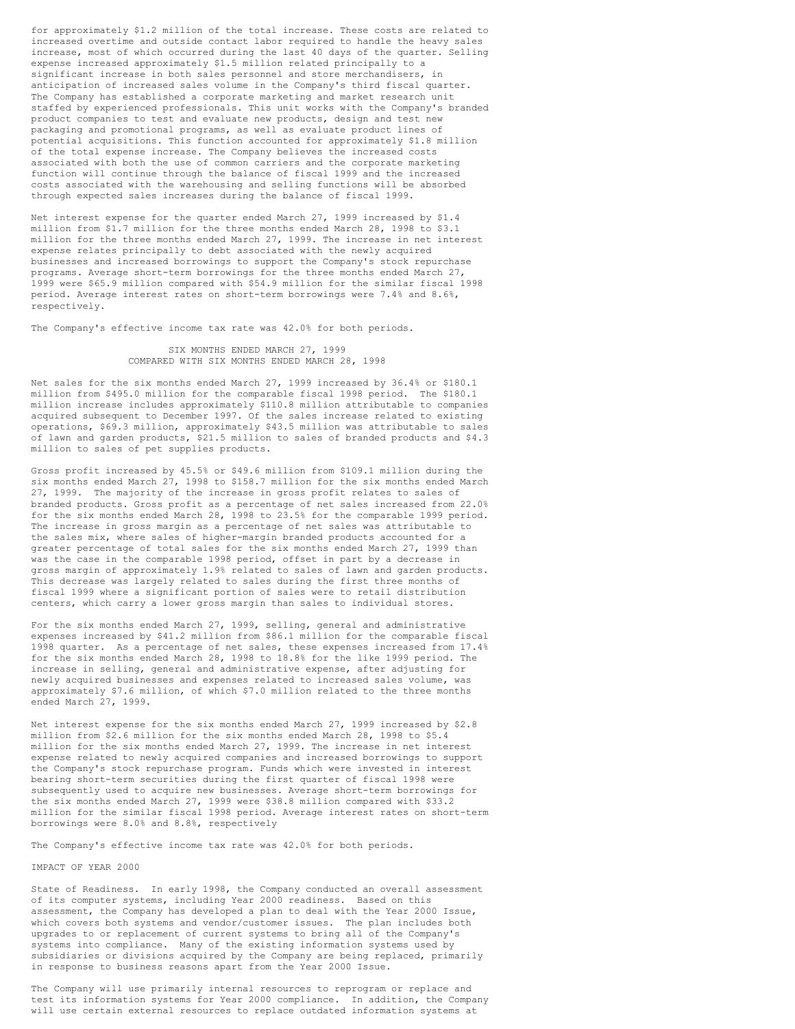for approximately $1.2 million of the total increase. These costs are related to increased overtime and outside contact labor required to handle the heavy sales increase, most of which occurred during the last 40 days of the quarter. Selling expense increased approximately $1.5 million related principally to a significant increase in both sales personnel and store merchandisers, in anticipation of increased sales volume in the Company's third fiscal quarter. The Company has established a corporate marketing and market research unit staffed by experienced professionals. This unit works with the Company's branded product companies to test and evaluate new products, design and test new packaging and promotional programs, as well as evaluate product lines of potential acquisitions. This function accounted for approximately $1.8 million of the total expense increase. The Company believes the increased costs associated with both the use of common carriers and the corporate marketing function will continue through the balance of fiscal 1999 and the increased costs associated with the warehousing and selling functions will be absorbed through expected sales increases during the balance of fiscal 1999.

Net interest expense for the quarter ended March 27, 1999 increased by $1.4 million from $1.7 million for the three months ended March 28, 1998 to $3.1 million for the three months ended March 27, 1999. The increase in net interest expense relates principally to debt associated with the newly acquired businesses and increased borrowings to support the Company's stock repurchase programs. Average short-term borrowings for the three months ended March 27, 1999 were $65.9 million compared with $54.9 million for the similar fiscal 1998 period. Average interest rates on short-term borrowings were 7.4% and 8.6%, respectively.

The Company's effective income tax rate was 42.0% for both periods.

## SIX MONTHS ENDED MARCH 27, 1999 COMPARED WITH SIX MONTHS ENDED MARCH 28, 1998

Net sales for the six months ended March 27, 1999 increased by 36.4% or $180.1 million from $495.0 million for the comparable fiscal 1998 period. The $180.1 million increase includes approximately $110.8 million attributable to companies acquired subsequent to December 1997. Of the sales increase related to existing operations, $69.3 million, approximately $43.5 million was attributable to sales of lawn and garden products, $21.5 million to sales of branded products and $4.3 million to sales of pet supplies products.

Gross profit increased by 45.5% or $49.6 million from $109.1 million during the six months ended March 27, 1998 to $158.7 million for the six months ended March 27, 1999. The majority of the increase in gross profit relates to sales of branded products. Gross profit as a percentage of net sales increased from 22.0% for the six months ended March 28, 1998 to 23.5% for the comparable 1999 period. The increase in gross margin as a percentage of net sales was attributable to the sales mix, where sales of higher-margin branded products accounted for a greater percentage of total sales for the six months ended March 27, 1999 than was the case in the comparable 1998 period, offset in part by a decrease in gross margin of approximately 1.9% related to sales of lawn and garden products. This decrease was largely related to sales during the first three months of fiscal 1999 where a significant portion of sales were to retail distribution centers, which carry a lower gross margin than sales to individual stores.

For the six months ended March 27, 1999, selling, general and administrative expenses increased by $41.2 million from $86.1 million for the comparable fiscal 1998 quarter. As a percentage of net sales, these expenses increased from 17.4% for the six months ended March 28, 1998 to 18.8% for the like 1999 period. The increase in selling, general and administrative expense, after adjusting for newly acquired businesses and expenses related to increased sales volume, was approximately $7.6 million, of which $7.0 million related to the three months ended March 27, 1999.

Net interest expense for the six months ended March 27, 1999 increased by $2.8 million from $2.6 million for the six months ended March 28, 1998 to $5.4 million for the six months ended March 27, 1999. The increase in net interest expense related to newly acquired companies and increased borrowings to support the Company's stock repurchase program. Funds which were invested in interest bearing short-term securities during the first quarter of fiscal 1998 were subsequently used to acquire new businesses. Average short-term borrowings for the six months ended March 27, 1999 were $38.8 million compared with $33.2 million for the similar fiscal 1998 period. Average interest rates on short-term borrowings were 8.0% and 8.8%, respectively

The Company's effective income tax rate was 42.0% for both periods.

## IMPACT OF YEAR 2000

State of Readiness. In early 1998, the Company conducted an overall assessment of its computer systems, including Year 2000 readiness. Based on this assessment, the Company has developed a plan to deal with the Year 2000 Issue, which covers both systems and vendor/customer issues. The plan includes both upgrades to or replacement of current systems to bring all of the Company's systems into compliance. Many of the existing information systems used by subsidiaries or divisions acquired by the Company are being replaced, primarily in response to business reasons apart from the Year 2000 Issue.

The Company will use primarily internal resources to reprogram or replace and test its information systems for Year 2000 compliance. In addition, the Company will use certain external resources to replace outdated information systems at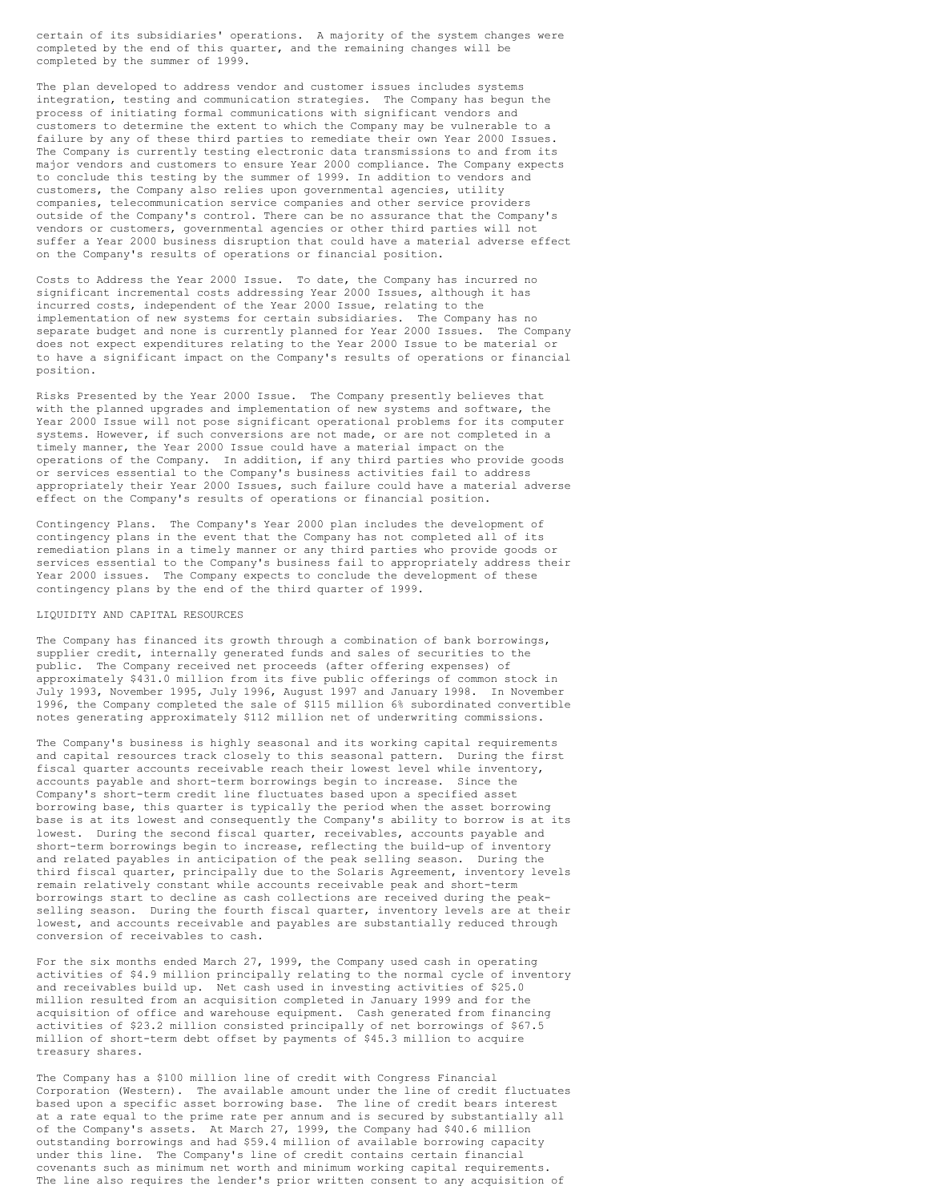certain of its subsidiaries' operations. A majority of the system changes were completed by the end of this quarter, and the remaining changes will be completed by the summer of 1999.

The plan developed to address vendor and customer issues includes systems integration, testing and communication strategies. The Company has begun the process of initiating formal communications with significant vendors and customers to determine the extent to which the Company may be vulnerable to a failure by any of these third parties to remediate their own Year 2000 Issues. The Company is currently testing electronic data transmissions to and from its major vendors and customers to ensure Year 2000 compliance. The Company expects to conclude this testing by the summer of 1999. In addition to vendors and customers, the Company also relies upon governmental agencies, utility companies, telecommunication service companies and other service providers outside of the Company's control. There can be no assurance that the Company's vendors or customers, governmental agencies or other third parties will not suffer a Year 2000 business disruption that could have a material adverse effect on the Company's results of operations or financial position.

Costs to Address the Year 2000 Issue. To date, the Company has incurred no significant incremental costs addressing Year 2000 Issues, although it has incurred costs, independent of the Year 2000 Issue, relating to the implementation of new systems for certain subsidiaries. The Company has no separate budget and none is currently planned for Year 2000 Issues. The Company does not expect expenditures relating to the Year 2000 Issue to be material or to have a significant impact on the Company's results of operations or financial position.

Risks Presented by the Year 2000 Issue. The Company presently believes that with the planned upgrades and implementation of new systems and software, the Year 2000 Issue will not pose significant operational problems for its computer systems. However, if such conversions are not made, or are not completed in a timely manner, the Year 2000 Issue could have a material impact on the operations of the Company. In addition, if any third parties who provide goods or services essential to the Company's business activities fail to address appropriately their Year 2000 Issues, such failure could have a material adverse effect on the Company's results of operations or financial position.

Contingency Plans. The Company's Year 2000 plan includes the development of contingency plans in the event that the Company has not completed all of its remediation plans in a timely manner or any third parties who provide goods or services essential to the Company's business fail to appropriately address their Year 2000 issues. The Company expects to conclude the development of these contingency plans by the end of the third quarter of 1999.

LIQUIDITY AND CAPITAL RESOURCES

The Company has financed its growth through a combination of bank borrowings, supplier credit, internally generated funds and sales of securities to the public. The Company received net proceeds (after offering expenses) of approximately $431.0 million from its five public offerings of common stock in July 1993, November 1995, July 1996, August 1997 and January 1998. In November 1996, the Company completed the sale of $115 million 6% subordinated convertible notes generating approximately $112 million net of underwriting commissions.

The Company's business is highly seasonal and its working capital requirements and capital resources track closely to this seasonal pattern. During the first fiscal quarter accounts receivable reach their lowest level while inventory, accounts payable and short-term borrowings begin to increase. Since the Company's short-term credit line fluctuates based upon a specified asset borrowing base, this quarter is typically the period when the asset borrowing base is at its lowest and consequently the Company's ability to borrow is at its lowest. During the second fiscal quarter, receivables, accounts payable and short-term borrowings begin to increase, reflecting the build-up of inventory and related payables in anticipation of the peak selling season. During the third fiscal quarter, principally due to the Solaris Agreement, inventory levels remain relatively constant while accounts receivable peak and short-term borrowings start to decline as cash collections are received during the peak-selling season. During the fourth fiscal quarter, inventory levels are at their lowest, and accounts receivable and payables are substantially reduced through conversion of receivables to cash.

For the six months ended March 27, 1999, the Company used cash in operating activities of $4.9 million principally relating to the normal cycle of inventory and receivables build up. Net cash used in investing activities of $25.0 million resulted from an acquisition completed in January 1999 and for the acquisition of office and warehouse equipment. Cash generated from financing activities of $23.2 million consisted principally of net borrowings of $67.5 million of short-term debt offset by payments of $45.3 million to acquire treasury shares.

The Company has a $100 million line of credit with Congress Financial Corporation (Western). The available amount under the line of credit fluctuates based upon a specific asset borrowing base. The line of credit bears interest at a rate equal to the prime rate per annum and is secured by substantially all of the Company's assets. At March 27, 1999, the Company had $40.6 million outstanding borrowings and had $59.4 million of available borrowing capacity under this line. The Company's line of credit contains certain financial covenants such as minimum net worth and minimum working capital requirements. The line also requires the lender's prior written consent to any acquisition of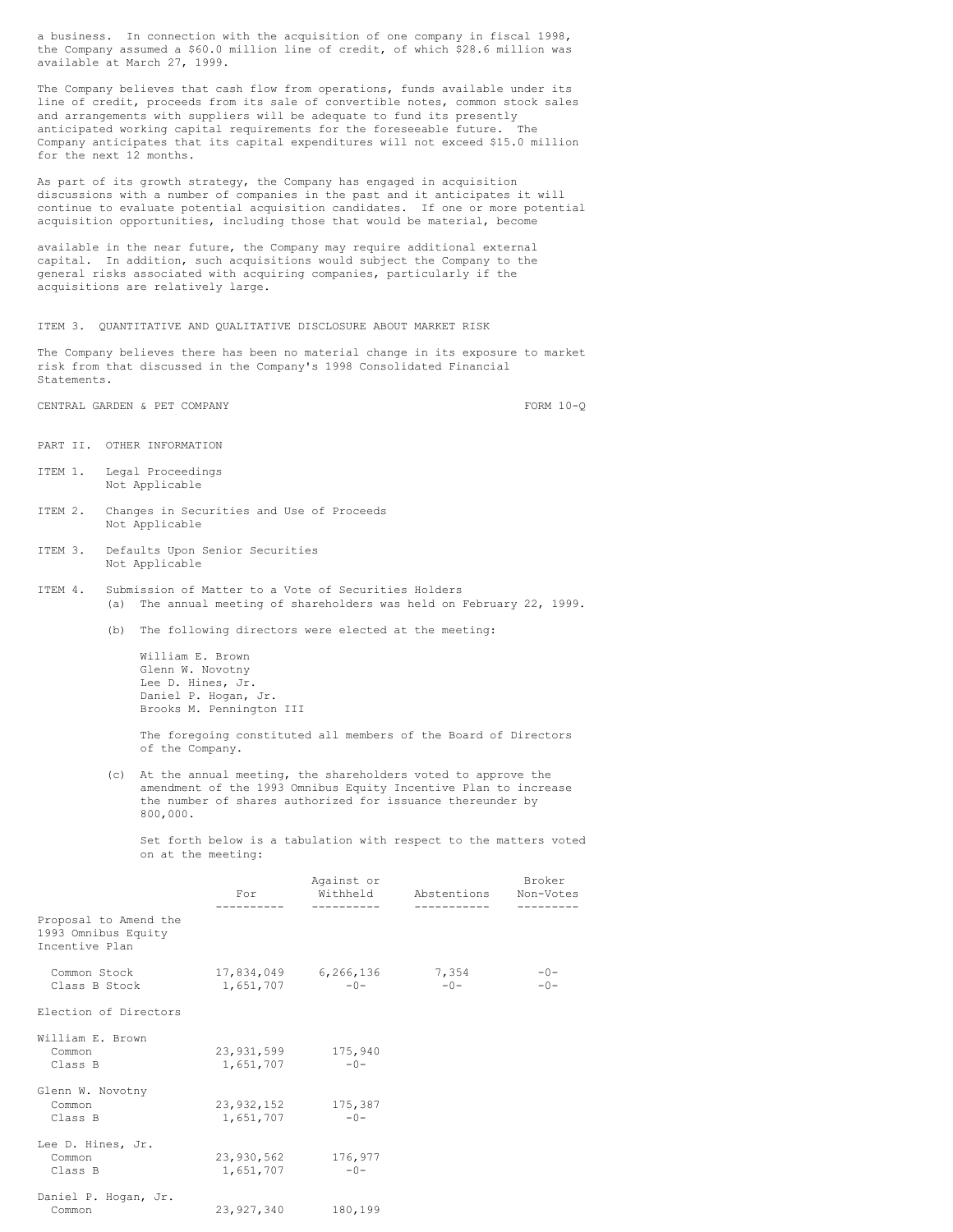a business. In connection with the acquisition of one company in fiscal 1998, the Company assumed a $60.0 million line of credit, of which $28.6 million was available at March 27, 1999.

The Company believes that cash flow from operations, funds available under its line of credit, proceeds from its sale of convertible notes, common stock sales and arrangements with suppliers will be adequate to fund its presently anticipated working capital requirements for the foreseeable future. The Company anticipates that its capital expenditures will not exceed $15.0 million for the next 12 months.

As part of its growth strategy, the Company has engaged in acquisition discussions with a number of companies in the past and it anticipates it will continue to evaluate potential acquisition candidates. If one or more potential acquisition opportunities, including those that would be material, become available in the near future, the Company may require additional external capital. In addition, such acquisitions would subject the Company to the general risks associated with acquiring companies, particularly if the acquisitions are relatively large.

ITEM 3. QUANTITATIVE AND QUALITATIVE DISCLOSURE ABOUT MARKET RISK

The Company believes there has been no material change in its exposure to market risk from that discussed in the Company's 1998 Consolidated Financial Statements.

PART II. OTHER INFORMATION

ITEM 1. Legal Proceedings
Not Applicable

ITEM 2. Changes in Securities and Use of Proceeds
Not Applicable

ITEM 3. Defaults Upon Senior Securities
Not Applicable

ITEM 4. Submission of Matter to a Vote of Securities Holders

(a) The annual meeting of shareholders was held on February 22, 1999.

(b) The following directors were elected at the meeting:

William E. Brown
Glenn W. Novotny
Lee D. Hines, Jr.
Daniel P. Hogan, Jr.
Brooks M. Pennington III

The foregoing constituted all members of the Board of Directors of the Company.

(c) At the annual meeting, the shareholders voted to approve the amendment of the 1993 Omnibus Equity Incentive Plan to increase the number of shares authorized for issuance thereunder by 800,000.

Set forth below is a tabulation with respect to the matters voted on at the meeting:

| | For | Against or Withheld | Abstentions | Broker Non-Votes |
|---|---|---|---|---|
| Proposal to Amend the 1993 Omnibus Equity Incentive Plan | | | | |
| Common Stock | 17,834,049 | 6,266,136 | 7,354 | -0- |
| Class B Stock | 1,651,707 | -0- | -0- | -0- |
| Election of Directors | | | | |
| William E. Brown | | | | |
| Common | 23,931,599 | 175,940 | | |
| Class B | 1,651,707 | -0- | | |
| Glenn W. Novotny | | | | |
| Common | 23,932,152 | 175,387 | | |
| Class B | 1,651,707 | -0- | | |
| Lee D. Hines, Jr. | | | | |
| Common | 23,930,562 | 176,977 | | |
| Class B | 1,651,707 | -0- | | |
| Daniel P. Hogan, Jr. | | | | |
| Common | 23,927,340 | 180,199 | | |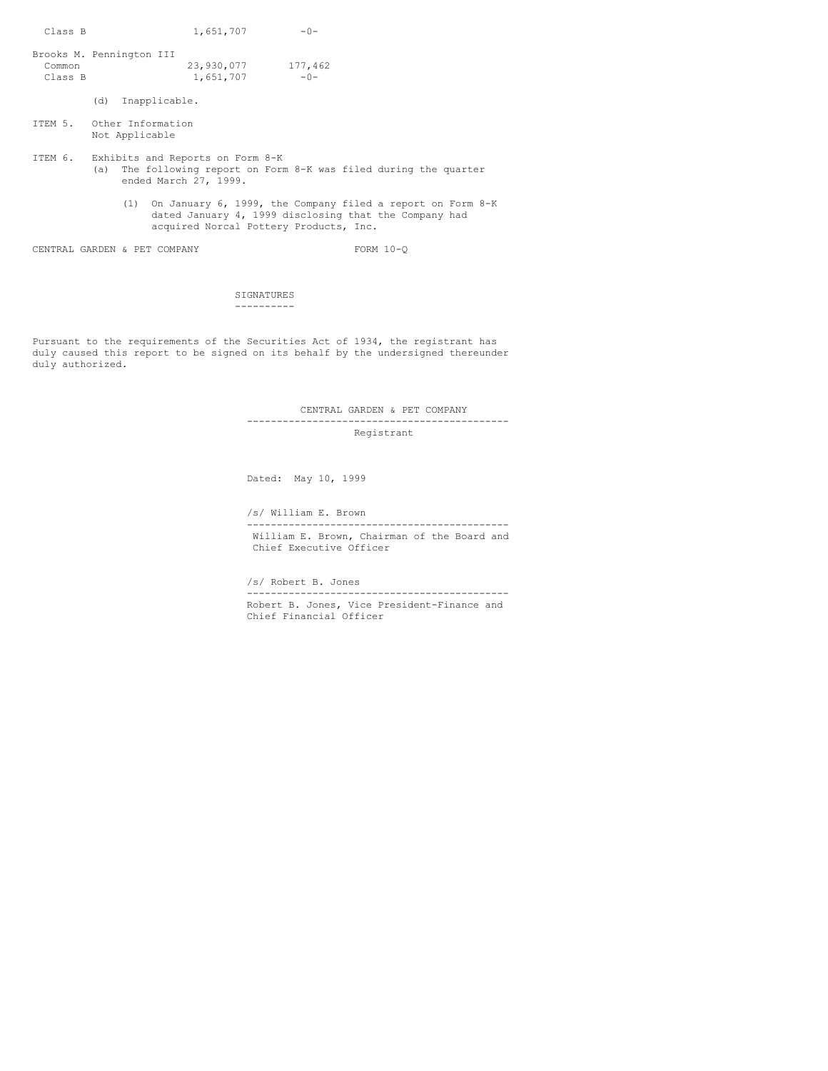| | | |
|---|---|---|
| Class B | 1,651,707 | -0- |
| Brooks M. Pennington III | | |
| Common | 23,930,077 | 177,462 |
| Class B | 1,651,707 | -0- |

(d) Inapplicable.

ITEM 5. Other Information
Not Applicable

ITEM 6. Exhibits and Reports on Form 8-K

(a) The following report on Form 8-K was filed during the quarter ended March 27, 1999.

(1) On January 6, 1999, the Company filed a report on Form 8-K dated January 4, 1999 disclosing that the Company had acquired Norcal Pottery Products, Inc.

## SIGNATURES

Pursuant to the requirements of the Securities Act of 1934, the registrant has duly caused this report to be signed on its behalf by the undersigned thereunder duly authorized.

CENTRAL GARDEN & PET COMPANY

Registrant

Dated: May 10, 1999

/s/ William E. Brown

William E. Brown, Chairman of the Board and Chief Executive Officer

/s/ Robert B. Jones

Robert B. Jones, Vice President-Finance and Chief Financial Officer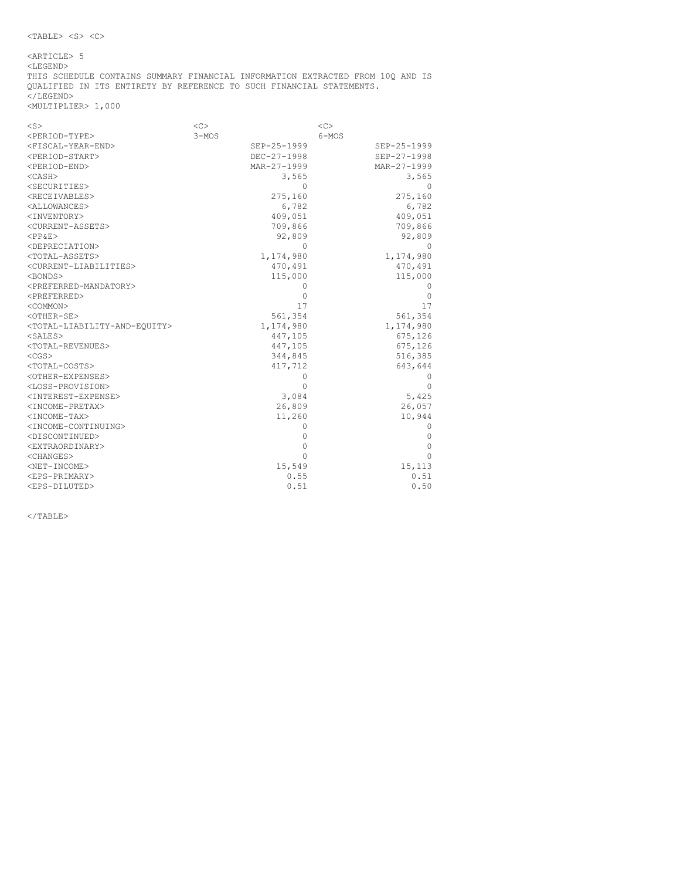<TABLE> <S> <C>

<ARTICLE> 5
<LEGEND>
THIS SCHEDULE CONTAINS SUMMARY FINANCIAL INFORMATION EXTRACTED FROM 10Q AND IS QUALIFIED IN ITS ENTIRETY BY REFERENCE TO SUCH FINANCIAL STATEMENTS.
</LEGEND>
<MULTIPLIER> 1,000

| <S> | <C> | <C> |
|---|---|---|
| <PERIOD-TYPE> | 3-MOS | 6-MOS |
| <FISCAL-YEAR-END> | SEP-25-1999 | SEP-25-1999 |
| <PERIOD-START> | DEC-27-1998 | SEP-27-1998 |
| <PERIOD-END> | MAR-27-1999 | MAR-27-1999 |
| <CASH> | 3,565 | 3,565 |
| <SECURITIES> | 0 | 0 |
| <RECEIVABLES> | 275,160 | 275,160 |
| <ALLOWANCES> | 6,782 | 6,782 |
| <INVENTORY> | 409,051 | 409,051 |
| <CURRENT-ASSETS> | 709,866 | 709,866 |
| <PP&E> | 92,809 | 92,809 |
| <DEPRECIATION> | 0 | 0 |
| <TOTAL-ASSETS> | 1,174,980 | 1,174,980 |
| <CURRENT-LIABILITIES> | 470,491 | 470,491 |
| <BONDS> | 115,000 | 115,000 |
| <PREFERRED-MANDATORY> | 0 | 0 |
| <PREFERRED> | 0 | 0 |
| <COMMON> | 17 | 17 |
| <OTHER-SE> | 561,354 | 561,354 |
| <TOTAL-LIABILITY-AND-EQUITY> | 1,174,980 | 1,174,980 |
| <SALES> | 447,105 | 675,126 |
| <TOTAL-REVENUES> | 447,105 | 675,126 |
| <CGS> | 344,845 | 516,385 |
| <TOTAL-COSTS> | 417,712 | 643,644 |
| <OTHER-EXPENSES> | 0 | 0 |
| <LOSS-PROVISION> | 0 | 0 |
| <INTEREST-EXPENSE> | 3,084 | 5,425 |
| <INCOME-PRETAX> | 26,809 | 26,057 |
| <INCOME-TAX> | 11,260 | 10,944 |
| <INCOME-CONTINUING> | 0 | 0 |
| <DISCONTINUED> | 0 | 0 |
| <EXTRAORDINARY> | 0 | 0 |
| <CHANGES> | 0 | 0 |
| <NET-INCOME> | 15,549 | 15,113 |
| <EPS-PRIMARY> | 0.55 | 0.51 |
| <EPS-DILUTED> | 0.51 | 0.50 |

</TABLE>